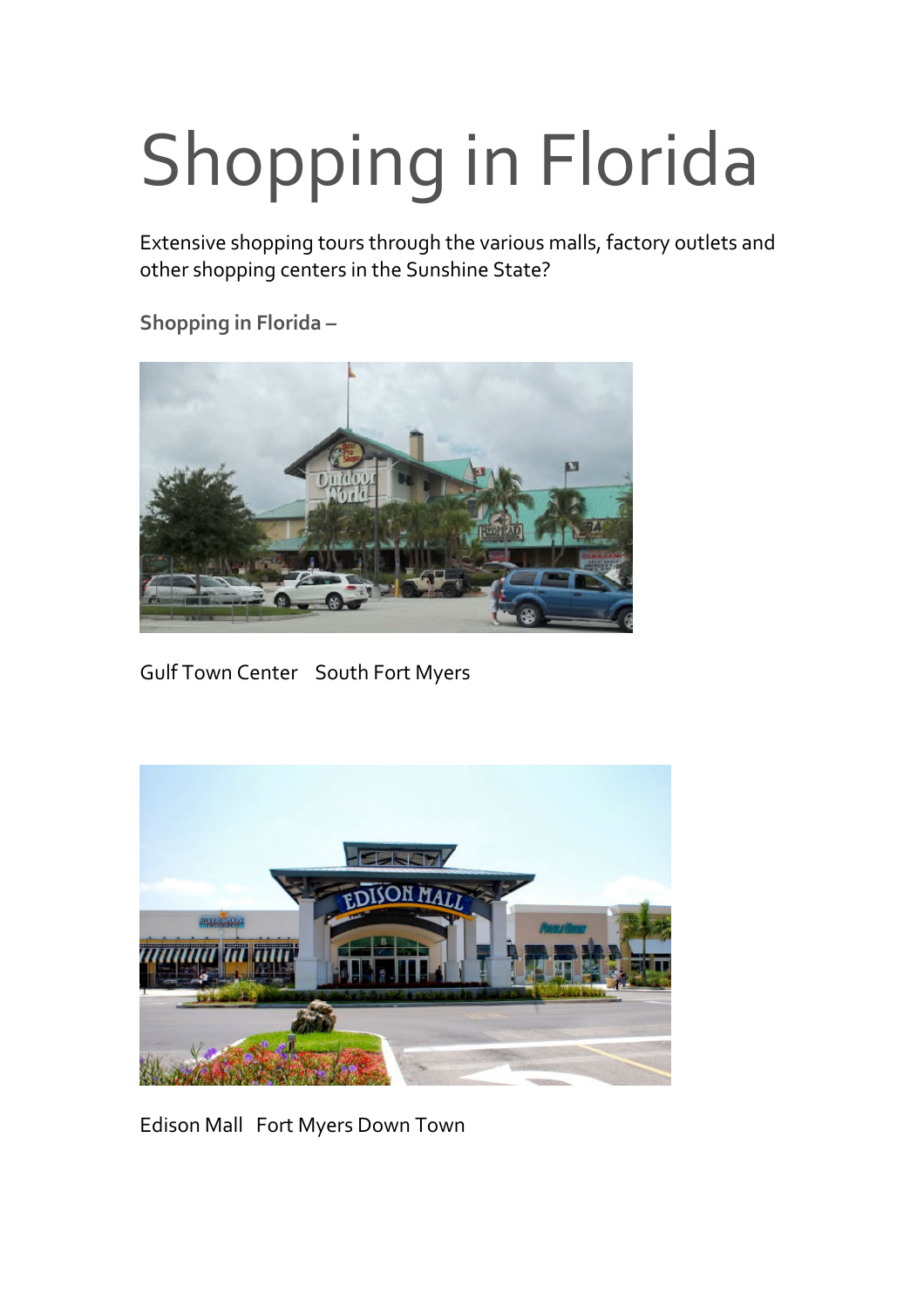# Shopping in Florida

Extensive shopping tours through the various malls, factory outlets and other shopping centers in the Sunshine State?

**Shopping in Florida –**

Gulf Town Center   South Fort Myers

Edison Mall   Fort Myers Down Town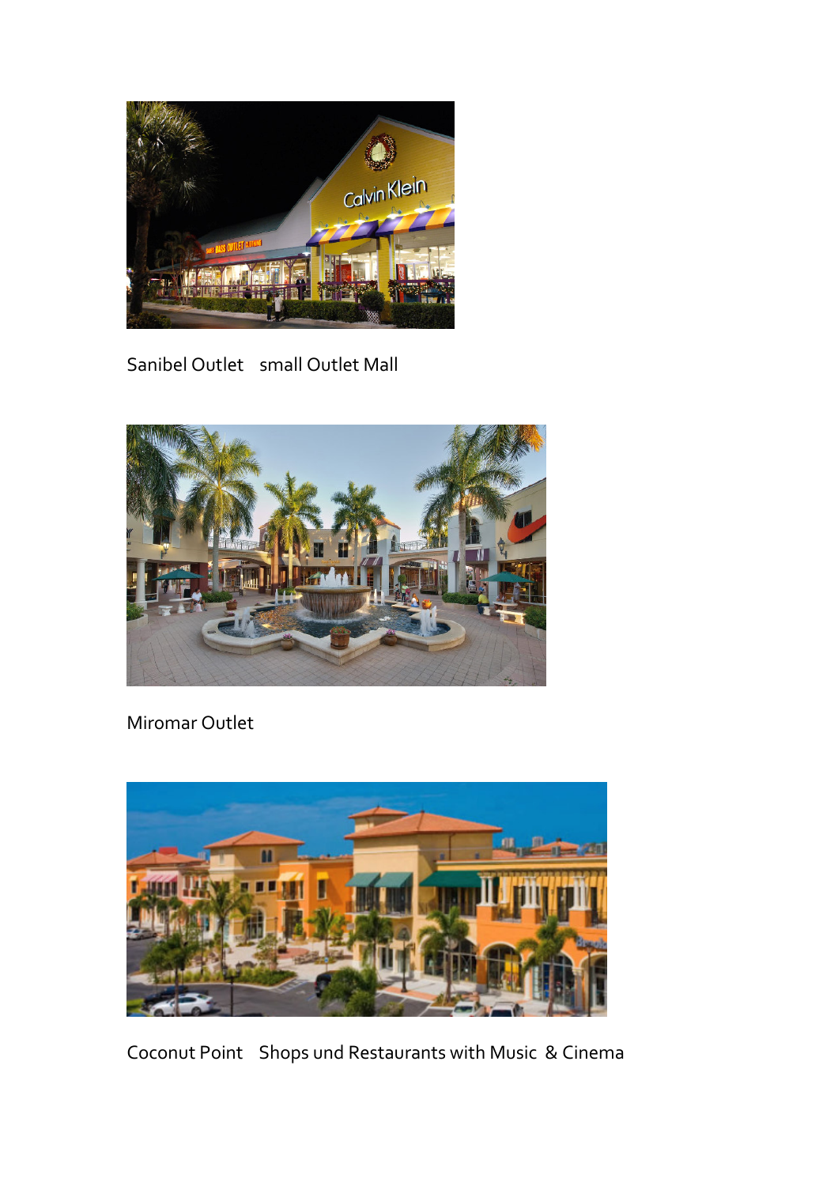Sanibel Outlet   small Outlet Mall

Miromar Outlet

Coconut Point   Shops und Restaurants with Music  & Cinema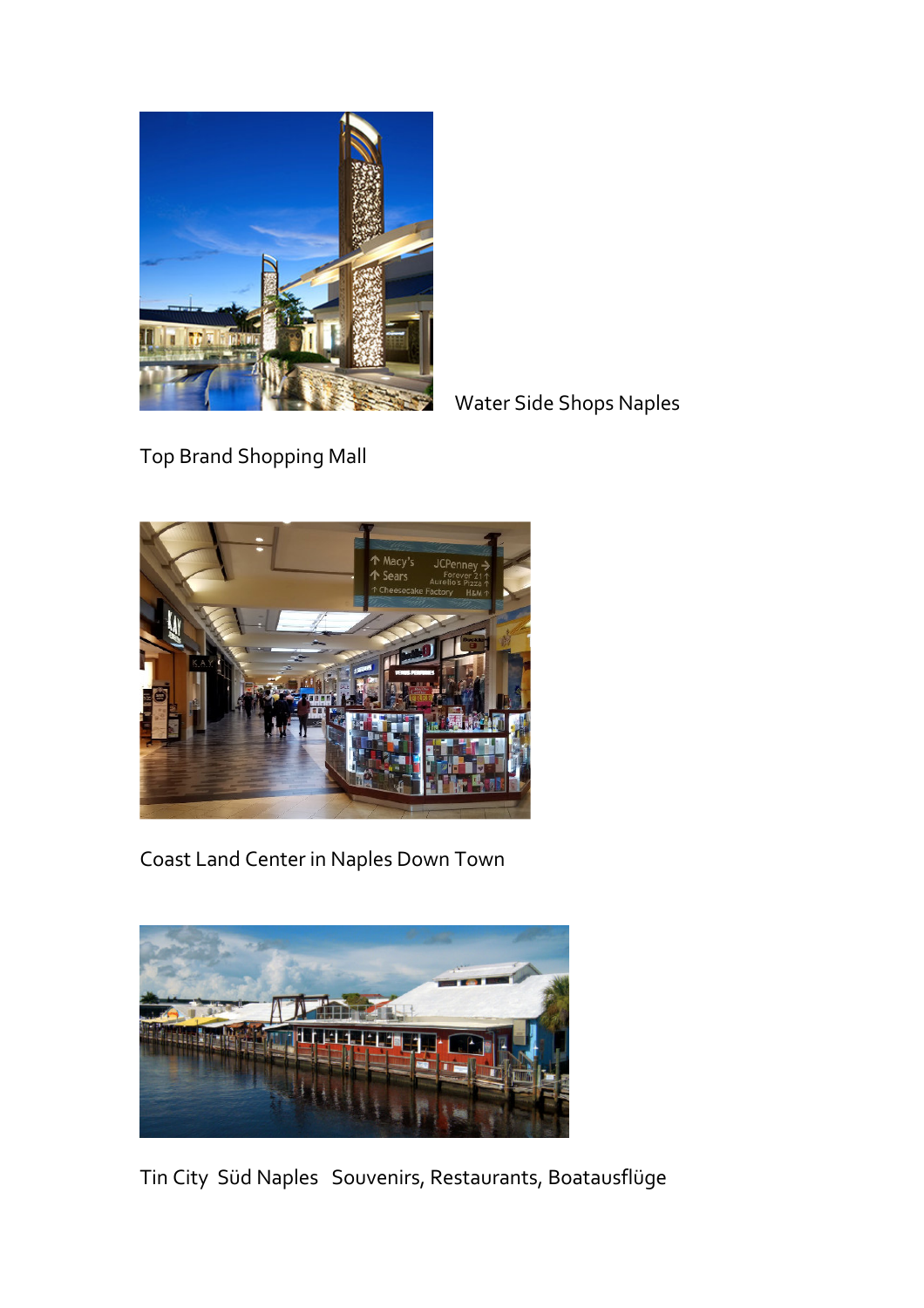Water Side Shops Naples

Top Brand Shopping Mall

Coast Land Center in Naples Down Town

Tin City  Süd Naples   Souvenirs, Restaurants, Boatausflüge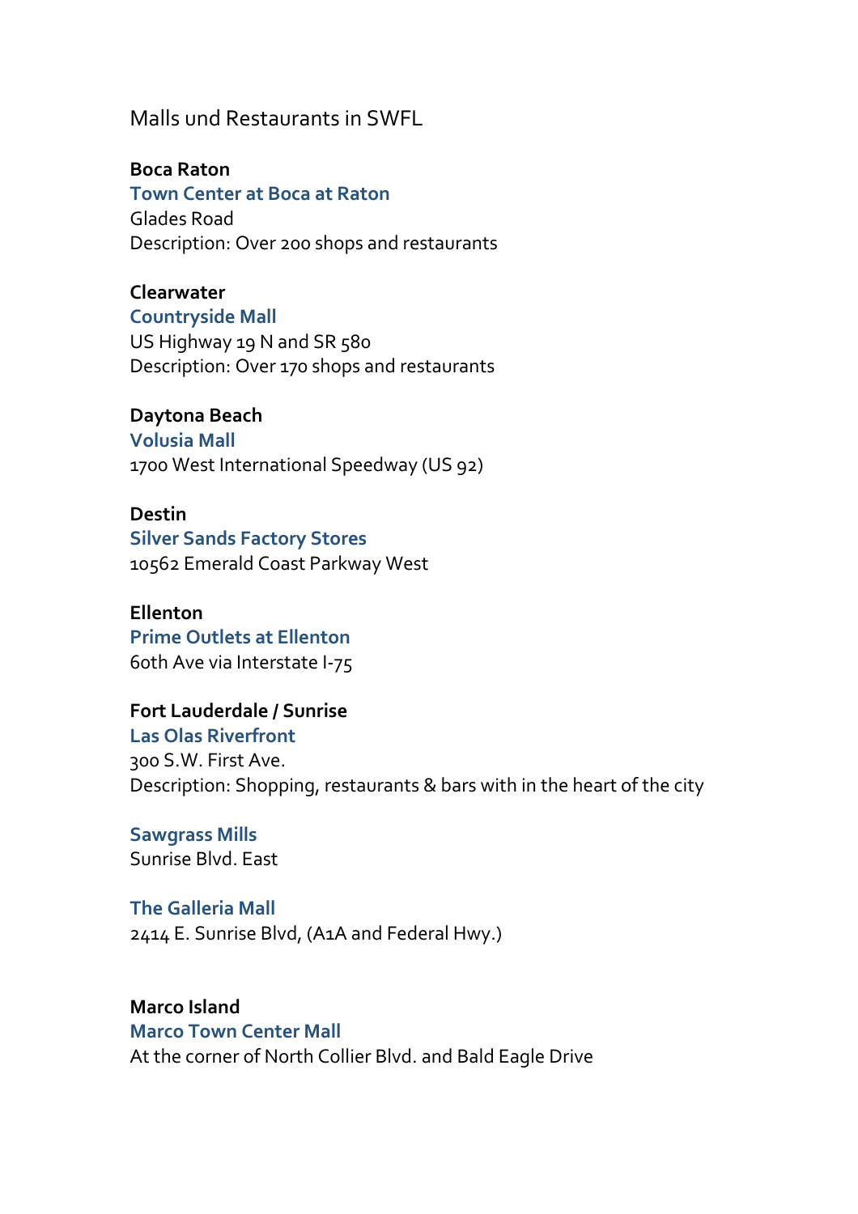Malls und Restaurants in SWFL

**Boca Raton**
**Town Center at Boca at Raton**
Glades Road
Description: Over 200 shops and restaurants

**Clearwater**
**Countryside Mall**
US Highway 19 N and SR 580
Description: Over 170 shops and restaurants

**Daytona Beach**
**Volusia Mall**
1700 West International Speedway (US 92)

**Destin**
**Silver Sands Factory Stores**
10562 Emerald Coast Parkway West

**Ellenton**
**Prime Outlets at Ellenton**
60th Ave via Interstate I-75

**Fort Lauderdale / Sunrise**
**Las Olas Riverfront**
300 S.W. First Ave.
Description: Shopping, restaurants & bars with in the heart of the city

**Sawgrass Mills**
Sunrise Blvd. East

**The Galleria Mall**
2414 E. Sunrise Blvd, (A1A and Federal Hwy.)

**Marco Island**
**Marco Town Center Mall**
At the corner of North Collier Blvd. and Bald Eagle Drive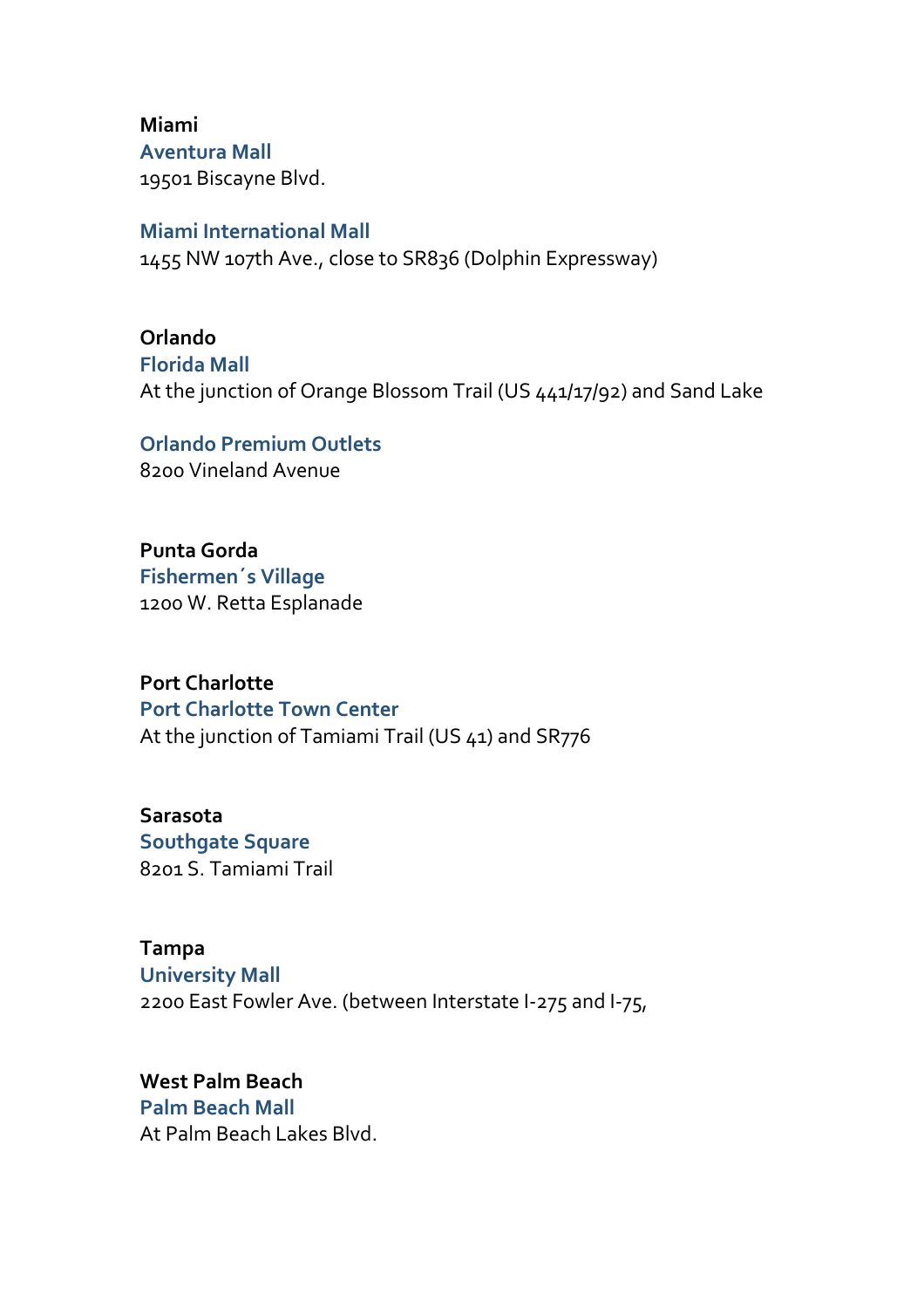**Miami**

**Aventura Mall**
19501 Biscayne Blvd.

**Miami International Mall**
1455 NW 107th Ave., close to SR836 (Dolphin Expressway)

**Orlando**

**Florida Mall**
At the junction of Orange Blossom Trail (US 441/17/92) and Sand Lake

**Orlando Premium Outlets**
8200 Vineland Avenue

**Punta Gorda**

**Fishermen´s Village**
1200 W. Retta Esplanade

**Port Charlotte**

**Port Charlotte Town Center**
At the junction of Tamiami Trail (US 41) and SR776

**Sarasota**

**Southgate Square**
8201 S. Tamiami Trail

**Tampa**

**University Mall**
2200 East Fowler Ave. (between Interstate I-275 and I-75,

**West Palm Beach**

**Palm Beach Mall**
At Palm Beach Lakes Blvd.